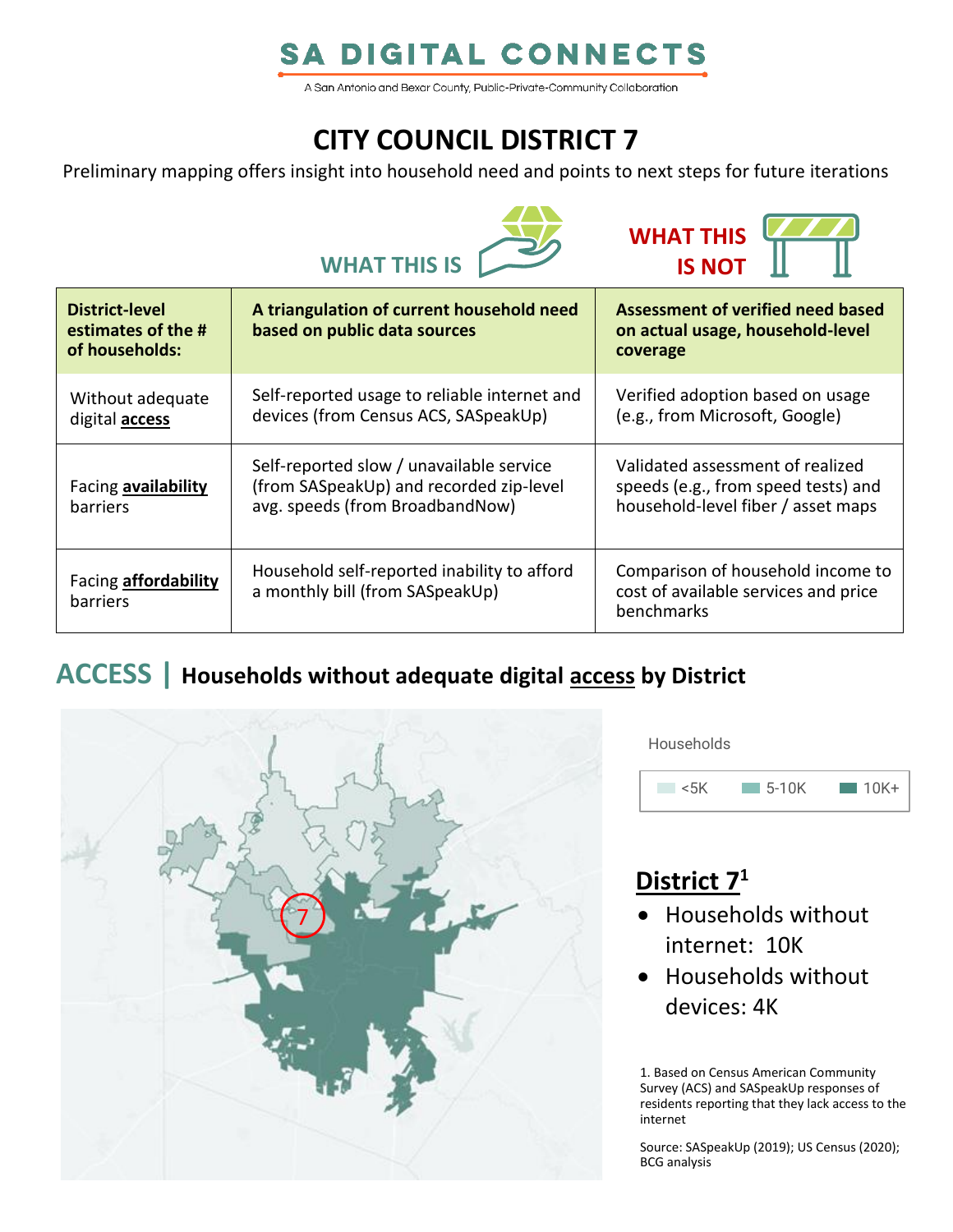# SA DIGITAL CONNECTS

A San Antonio and Bexar County, Public-Private-Community Collaboration

# CITY COUNCIL DISTRICT 7

Preliminary mapping offers insight into household need and points to next steps for future iterations

| District-level estimates of the # of households: | WHAT THIS IS<br>A triangulation of current household need based on public data sources | WHAT THIS IS NOT<br>Assessment of verified need based on actual usage, household-level coverage |
|---|---|---|
| Without adequate digital **access** | Self-reported usage to reliable internet and devices (from Census ACS, SASpeakUp) | Verified adoption based on usage (e.g., from Microsoft, Google) |
| Facing **availability** barriers | Self-reported slow / unavailable service (from SASpeakUp) and recorded zip-level avg. speeds (from BroadbandNow) | Validated assessment of realized speeds (e.g., from speed tests) and household-level fiber / asset maps |
| Facing **affordability** barriers | Household self-reported inability to afford a monthly bill (from SASpeakUp) | Comparison of household income to cost of available services and price benchmarks |

## ACCESS | Households without adequate digital access by District

Households: <5K, 5-10K, 10K+

### District 7[1]

- Households without internet: 10K
- Households without devices: 4K

1. Based on Census American Community Survey (ACS) and SASpeakUp responses of residents reporting that they lack access to the internet

Source: SASpeakUp (2019); US Census (2020); BCG analysis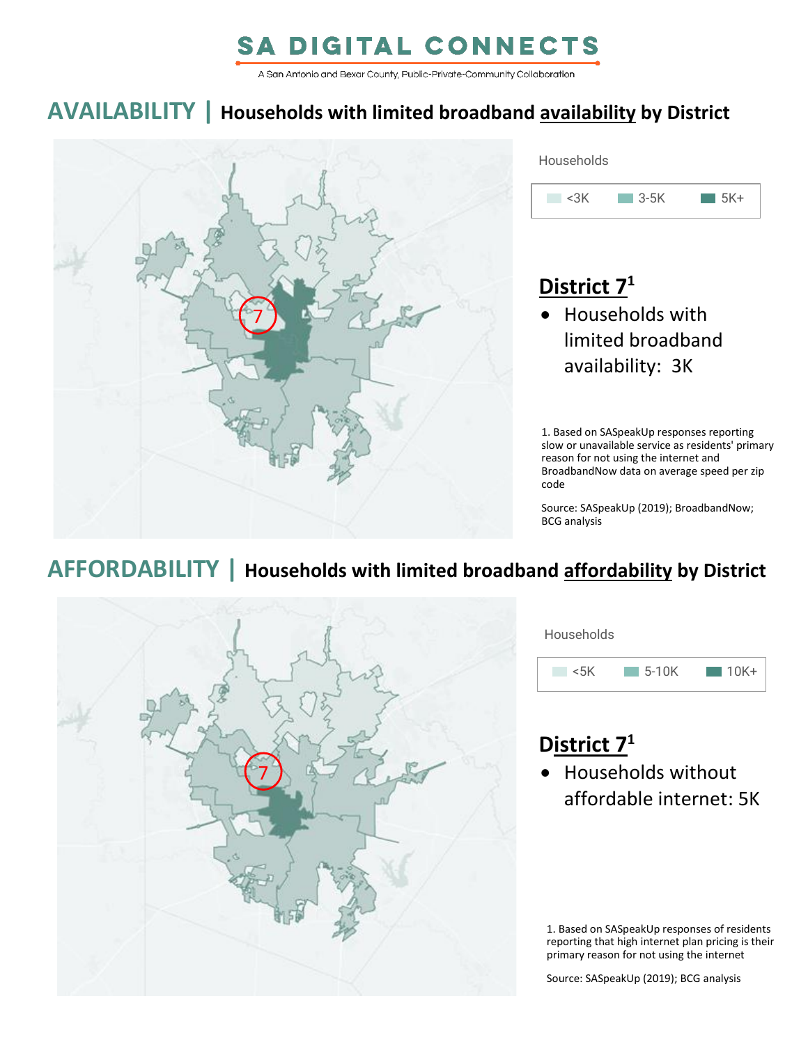# SA DIGITAL CONNECTS

A San Antonio and Bexar County, Public-Private-Community Collaboration

## AVAILABILITY | Households with limited broadband availability by District

Households

<3K
3-5K
5K+

7

### District 7[1]

- Households with limited broadband availability: 3K

1. Based on SASpeakUp responses reporting slow or unavailable service as residents' primary reason for not using the internet and BroadbandNow data on average speed per zip code

Source: SASpeakUp (2019); BroadbandNow; BCG analysis

## AFFORDABILITY | Households with limited broadband affordability by District

Households

<5K
5-10K
10K+

7

### District 7[1]

- Households without affordable internet: 5K

1. Based on SASpeakUp responses of residents reporting that high internet plan pricing is their primary reason for not using the internet

Source: SASpeakUp (2019); BCG analysis